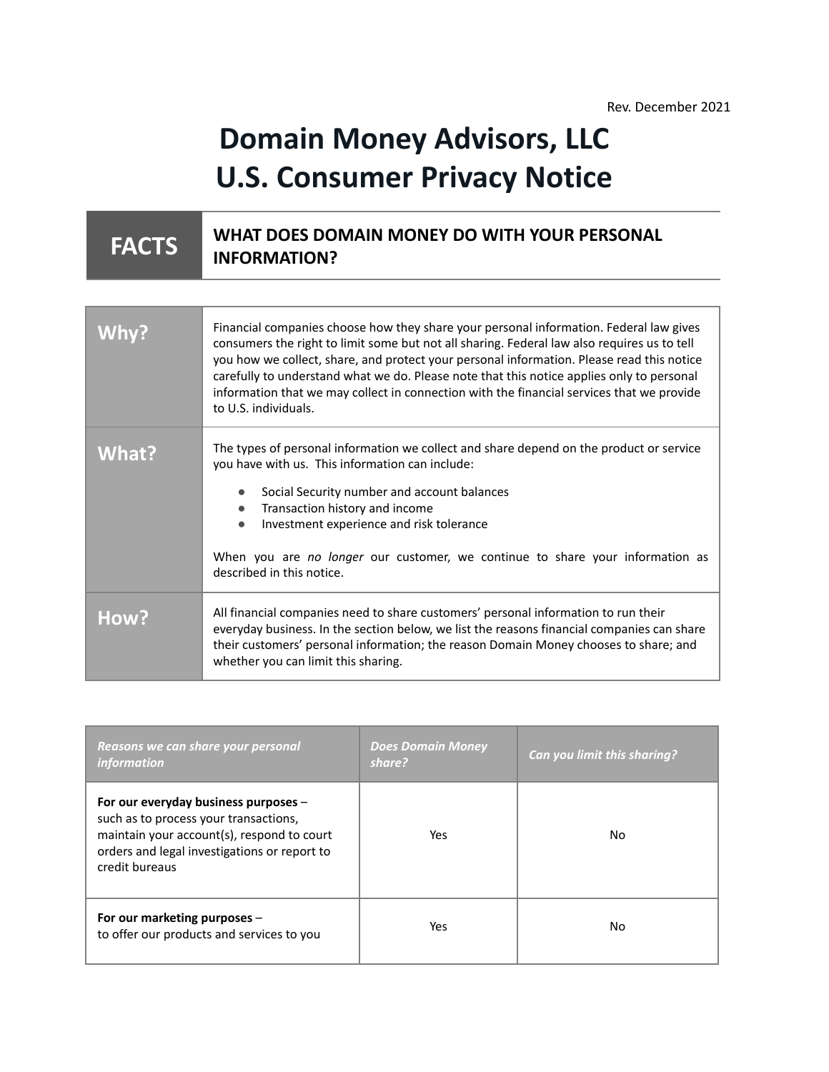Rev. December 2021

# Domain Money Advisors, LLC
# U.S. Consumer Privacy Notice

| FACTS | WHAT DOES DOMAIN MONEY DO WITH YOUR PERSONAL INFORMATION? |
|---|---|

| | |
|---|---|
| **Why?** | Financial companies choose how they share your personal information. Federal law gives consumers the right to limit some but not all sharing. Federal law also requires us to tell you how we collect, share, and protect your personal information. Please read this notice carefully to understand what we do. Please note that this notice applies only to personal information that we may collect in connection with the financial services that we provide to U.S. individuals. |
| **What?** | The types of personal information we collect and share depend on the product or service you have with us. This information can include:<br>• Social Security number and account balances<br>• Transaction history and income<br>• Investment experience and risk tolerance<br><br>When you are *no longer* our customer, we continue to share your information as described in this notice. |
| **How?** | All financial companies need to share customers' personal information to run their everyday business. In the section below, we list the reasons financial companies can share their customers' personal information; the reason Domain Money chooses to share; and whether you can limit this sharing. |

| *Reasons we can share your personal information* | *Does Domain Money share?* | *Can you limit this sharing?* |
|---|---|---|
| **For our everyday business purposes** – such as to process your transactions, maintain your account(s), respond to court orders and legal investigations or report to credit bureaus | Yes | No |
| **For our marketing purposes** – to offer our products and services to you | Yes | No |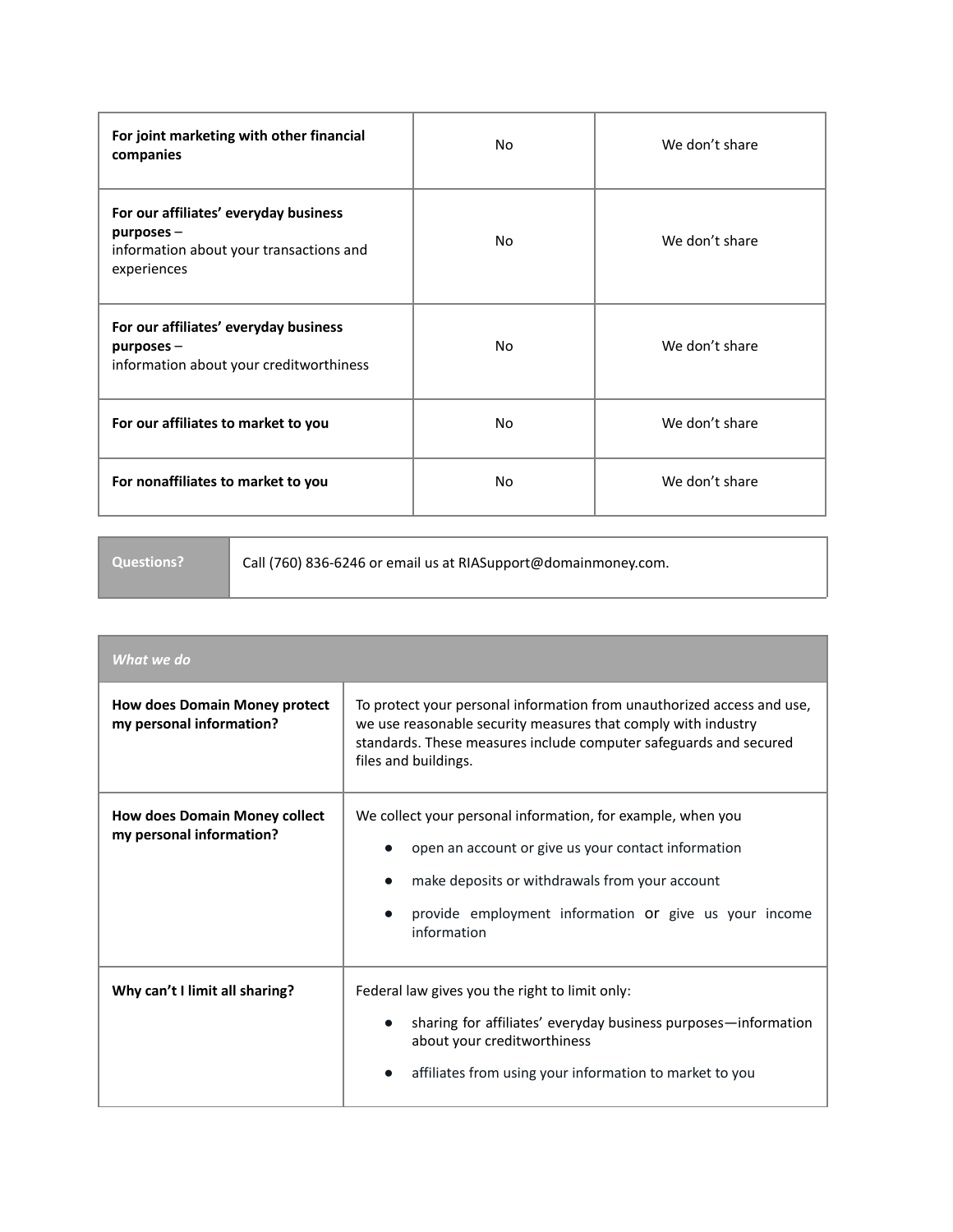| | | |
|---|---|---|
| **For joint marketing with other financial companies** | No | We don't share |
| **For our affiliates' everyday business purposes** – information about your transactions and experiences | No | We don't share |
| **For our affiliates' everyday business purposes** – information about your creditworthiness | No | We don't share |
| **For our affiliates to market to you** | No | We don't share |
| **For nonaffiliates to market to you** | No | We don't share |

| **Questions?** | Call (760) 836-6246 or email us at RIASupport@domainmoney.com. |
|---|---|

| ***What we do*** | |
|---|---|
| **How does Domain Money protect my personal information?** | To protect your personal information from unauthorized access and use, we use reasonable security measures that comply with industry standards. These measures include computer safeguards and secured files and buildings. |
| **How does Domain Money collect my personal information?** | We collect your personal information, for example, when you<br>● open an account or give us your contact information<br>● make deposits or withdrawals from your account<br>● provide employment information or give us your income information |
| **Why can't I limit all sharing?** | Federal law gives you the right to limit only:<br>● sharing for affiliates' everyday business purposes—information about your creditworthiness<br>● affiliates from using your information to market to you |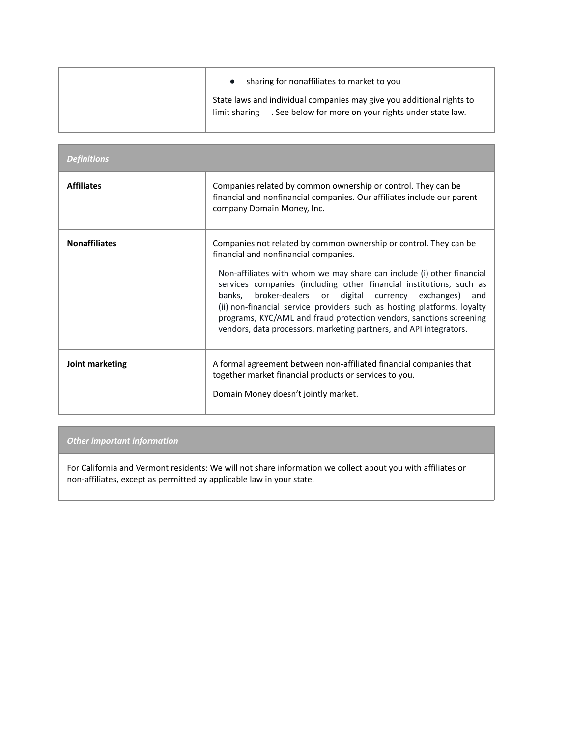| | |
|---|---|
| | • sharing for nonaffiliates to market to you<br><br>State laws and individual companies may give you additional rights to limit sharing . See below for more on your rights under state law. |

| *Definitions* | |
|---|---|
| **Affiliates** | Companies related by common ownership or control. They can be financial and nonfinancial companies. Our affiliates include our parent company Domain Money, Inc. |
| **Nonaffiliates** | Companies not related by common ownership or control. They can be financial and nonfinancial companies.<br><br>Non-affiliates with whom we may share can include (i) other financial services companies (including other financial institutions, such as banks, broker-dealers or digital currency exchanges) and (ii) non-financial service providers such as hosting platforms, loyalty programs, KYC/AML and fraud protection vendors, sanctions screening vendors, data processors, marketing partners, and API integrators. |
| **Joint marketing** | A formal agreement between non-affiliated financial companies that together market financial products or services to you.<br><br>Domain Money doesn't jointly market. |

| *Other important information* |
|---|
| For California and Vermont residents: We will not share information we collect about you with affiliates or non-affiliates, except as permitted by applicable law in your state. |